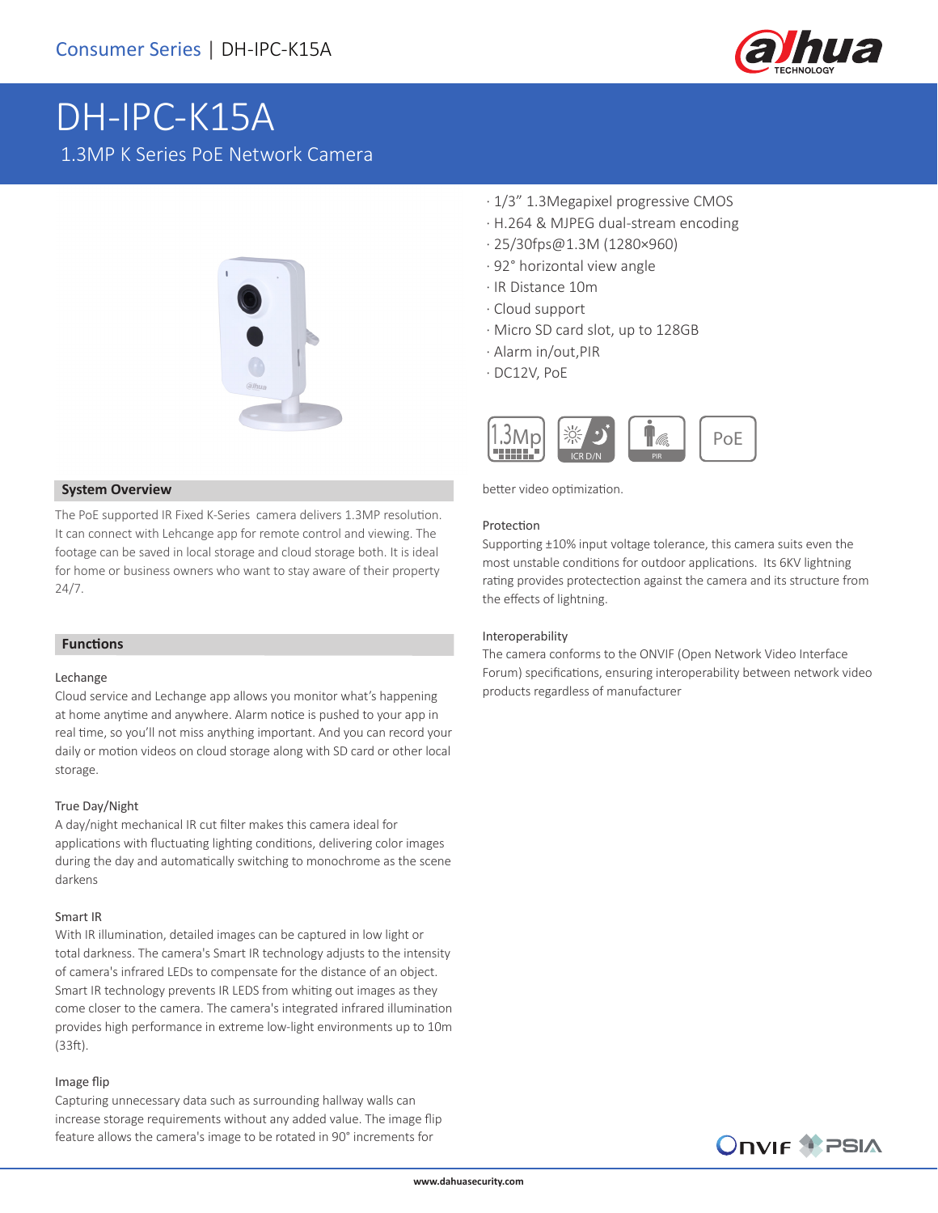Consumer Series | DH-IPC-K15A

# DH-IPC-K15A

1.3MP K Series PoE Network Camera

· 1/3" 1.3Megapixel progressive CMOS
· H.264 & MJPEG dual-stream encoding
· 25/30fps@1.3M (1280×960)
· 92° horizontal view angle
· IR Distance 10m
· Cloud support
· Micro SD card slot, up to 128GB
· Alarm in/out,PIR
· DC12V, PoE

## System Overview

The PoE supported IR Fixed K-Series camera delivers 1.3MP resolution. It can connect with Lehcange app for remote control and viewing. The footage can be saved in local storage and cloud storage both. It is ideal for home or business owners who want to stay aware of their property 24/7.

## Functions

### Lechange

Cloud service and Lechange app allows you monitor what's happening at home anytime and anywhere. Alarm notice is pushed to your app in real time, so you'll not miss anything important. And you can record your daily or motion videos on cloud storage along with SD card or other local storage.

### True Day/Night

A day/night mechanical IR cut filter makes this camera ideal for applications with fluctuating lighting conditions, delivering color images during the day and automatically switching to monochrome as the scene darkens

### Smart IR

With IR illumination, detailed images can be captured in low light or total darkness. The camera's Smart IR technology adjusts to the intensity of camera's infrared LEDs to compensate for the distance of an object. Smart IR technology prevents IR LEDS from whiting out images as they come closer to the camera. The camera's integrated infrared illumination provides high performance in extreme low-light environments up to 10m (33ft).

### Image flip

Capturing unnecessary data such as surrounding hallway walls can increase storage requirements without any added value. The image flip feature allows the camera's image to be rotated in 90° increments for better video optimization.

### Protection

Supporting ±10% input voltage tolerance, this camera suits even the most unstable conditions for outdoor applications. Its 6KV lightning rating provides protectection against the camera and its structure from the effects of lightning.

### Interoperability

The camera conforms to the ONVIF (Open Network Video Interface Forum) specifications, ensuring interoperability between network video products regardless of manufacturer

www.dahuasecurity.com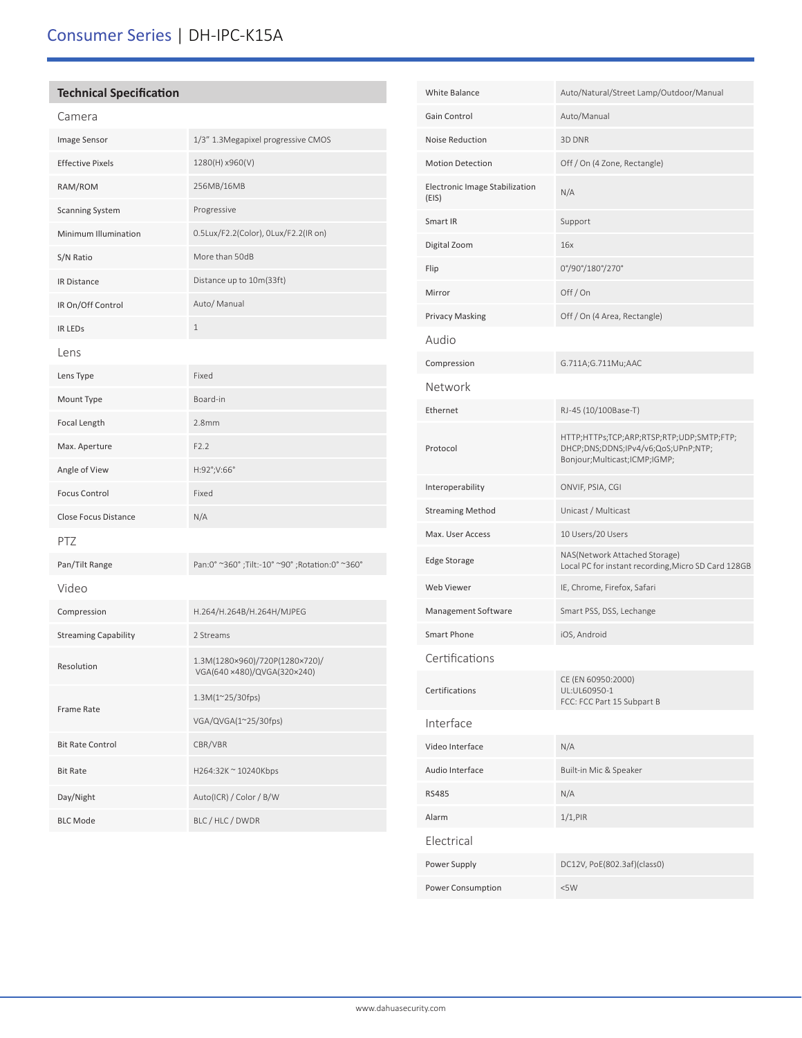# Consumer Series | DH-IPC-K15A

## Technical Specification

### Camera

| | |
|---|---|
| Image Sensor | 1/3" 1.3Megapixel progressive CMOS |
| Effective Pixels | 1280(H) x960(V) |
| RAM/ROM | 256MB/16MB |
| Scanning System | Progressive |
| Minimum Illumination | 0.5Lux/F2.2(Color), 0Lux/F2.2(IR on) |
| S/N Ratio | More than 50dB |
| IR Distance | Distance up to 10m(33ft) |
| IR On/Off Control | Auto/ Manual |
| IR LEDs | 1 |

### Lens

| | |
|---|---|
| Lens Type | Fixed |
| Mount Type | Board-in |
| Focal Length | 2.8mm |
| Max. Aperture | F2.2 |
| Angle of View | H:92°;V:66° |
| Focus Control | Fixed |
| Close Focus Distance | N/A |

### PTZ

| | |
|---|---|
| Pan/Tilt Range | Pan:0° ~360° ;Tilt:-10° ~90° ;Rotation:0° ~360° |

### Video

| | |
|---|---|
| Compression | H.264/H.264B/H.264H/MJPEG |
| Streaming Capability | 2 Streams |
| Resolution | 1.3M(1280×960)/720P(1280×720)/ VGA(640 ×480)/QVGA(320×240) |
| Frame Rate | 1.3M(1~25/30fps) |
| | VGA/QVGA(1~25/30fps) |
| Bit Rate Control | CBR/VBR |
| Bit Rate | H264:32K ~ 10240Kbps |
| Day/Night | Auto(ICR) / Color / B/W |
| BLC Mode | BLC / HLC / DWDR |
| White Balance | Auto/Natural/Street Lamp/Outdoor/Manual |
| Gain Control | Auto/Manual |
| Noise Reduction | 3D DNR |
| Motion Detection | Off / On (4 Zone, Rectangle) |
| Electronic Image Stabilization (EIS) | N/A |
| Smart IR | Support |
| Digital Zoom | 16x |
| Flip | 0°/90°/180°/270° |
| Mirror | Off / On |
| Privacy Masking | Off / On (4 Area, Rectangle) |

### Audio

| | |
|---|---|
| Compression | G.711A;G.711Mu;AAC |

### Network

| | |
|---|---|
| Ethernet | RJ-45 (10/100Base-T) |
| Protocol | HTTP;HTTPs;TCP;ARP;RTSP;RTP;UDP;SMTP;FTP; DHCP;DNS;DDNS;IPv4/v6;QoS;UPnP;NTP; Bonjour;Multicast;ICMP;IGMP; |
| Interoperability | ONVIF, PSIA, CGI |
| Streaming Method | Unicast / Multicast |
| Max. User Access | 10 Users/20 Users |
| Edge Storage | NAS(Network Attached Storage) Local PC for instant recording,Micro SD Card 128GB |
| Web Viewer | IE, Chrome, Firefox, Safari |
| Management Software | Smart PSS, DSS, Lechange |
| Smart Phone | iOS, Android |

### Certifications

| | |
|---|---|
| Certifications | CE (EN 60950:2000) UL:UL60950-1 FCC: FCC Part 15 Subpart B |

### Interface

| | |
|---|---|
| Video Interface | N/A |
| Audio Interface | Built-in Mic & Speaker |
| RS485 | N/A |
| Alarm | 1/1,PIR |

### Electrical

| | |
|---|---|
| Power Supply | DC12V, PoE(802.3af)(class0) |
| Power Consumption | <5W |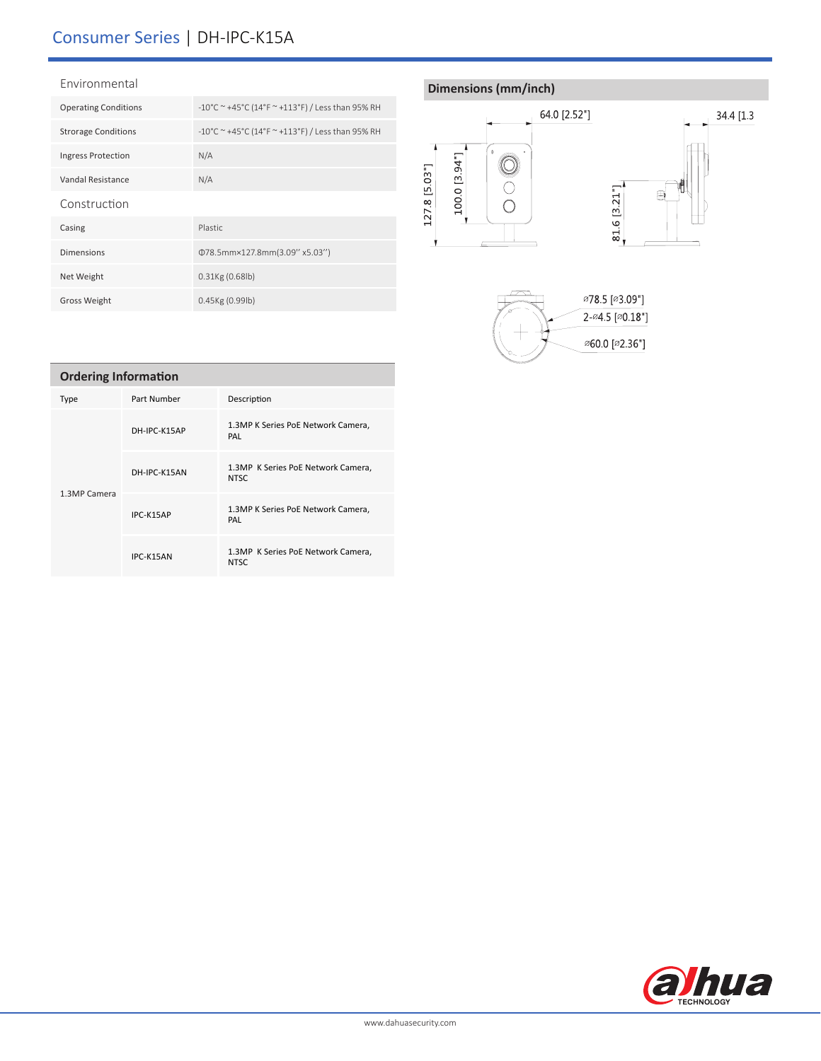# Consumer Series | DH-IPC-K15A

## Environmental

| | |
|---|---|
| Operating Conditions | -10°C ~ +45°C (14°F ~ +113°F) / Less than 95% RH |
| Strorage Conditions | -10°C ~ +45°C (14°F ~ +113°F) / Less than 95% RH |
| Ingress Protection | N/A |
| Vandal Resistance | N/A |

## Construction

| | |
|---|---|
| Casing | Plastic |
| Dimensions | Φ78.5mm×127.8mm(3.09'' x5.03'') |
| Net Weight | 0.31Kg (0.68lb) |
| Gross Weight | 0.45Kg (0.99lb) |

## Dimensions (mm/inch)

64.0 [2.52"]
34.4 [1.3
127.8 [5.03"]
100.0 [3.94"]
81.6 [3.21"]
⌀78.5 [⌀3.09"]
2-⌀4.5 [⌀0.18"]
⌀60.0 [⌀2.36"]

## Ordering Information

| Type | Part Number | Description |
|---|---|---|
| 1.3MP Camera | DH-IPC-K15AP | 1.3MP K Series PoE Network Camera, PAL |
| | DH-IPC-K15AN | 1.3MP K Series PoE Network Camera, NTSC |
| | IPC-K15AP | 1.3MP K Series PoE Network Camera, PAL |
| | IPC-K15AN | 1.3MP K Series PoE Network Camera, NTSC |

alhua TECHNOLOGY

www.dahuasecurity.com